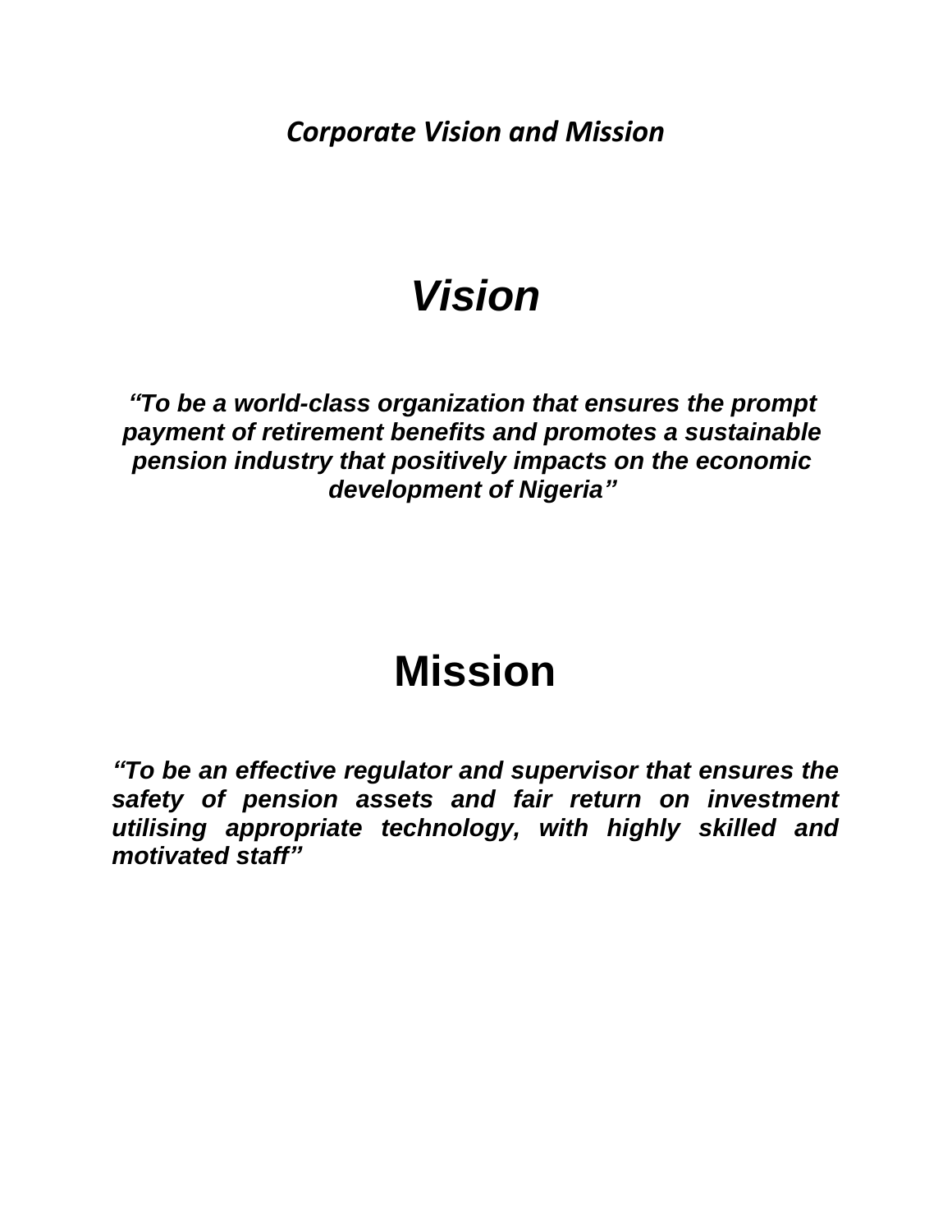***Corporate Vision and Mission***

# *Vision*

***"To be a world-class organization that ensures the prompt payment of retirement benefits and promotes a sustainable pension industry that positively impacts on the economic development of Nigeria"***

# Mission

***"To be an effective regulator and supervisor that ensures the safety of pension assets and fair return on investment utilising appropriate technology, with highly skilled and motivated staff"***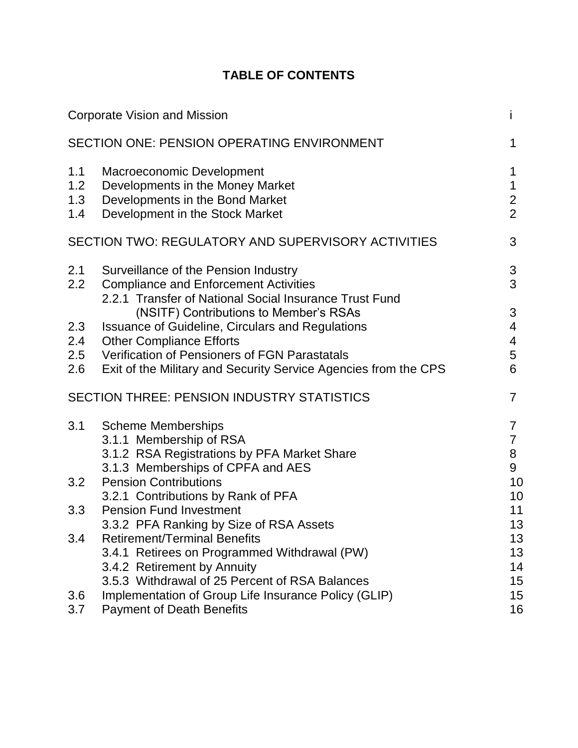# TABLE OF CONTENTS

| | | |
|---|---|---|
| Corporate Vision and Mission | | i |
| SECTION ONE: PENSION OPERATING ENVIRONMENT | | 1 |
| 1.1 | Macroeconomic Development | 1 |
| 1.2 | Developments in the Money Market | 1 |
| 1.3 | Developments in the Bond Market | 2 |
| 1.4 | Development in the Stock Market | 2 |
| SECTION TWO: REGULATORY AND SUPERVISORY ACTIVITIES | | 3 |
| 2.1 | Surveillance of the Pension Industry | 3 |
| 2.2 | Compliance and Enforcement Activities | 3 |
| | 2.2.1 Transfer of National Social Insurance Trust Fund (NSITF) Contributions to Member's RSAs | 3 |
| 2.3 | Issuance of Guideline, Circulars and Regulations | 4 |
| 2.4 | Other Compliance Efforts | 4 |
| 2.5 | Verification of Pensioners of FGN Parastatals | 5 |
| 2.6 | Exit of the Military and Security Service Agencies from the CPS | 6 |
| SECTION THREE: PENSION INDUSTRY STATISTICS | | 7 |
| 3.1 | Scheme Memberships | 7 |
| | 3.1.1 Membership of RSA | 7 |
| | 3.1.2 RSA Registrations by PFA Market Share | 8 |
| | 3.1.3 Memberships of CPFA and AES | 9 |
| 3.2 | Pension Contributions | 10 |
| | 3.2.1 Contributions by Rank of PFA | 10 |
| 3.3 | Pension Fund Investment | 11 |
| | 3.3.2 PFA Ranking by Size of RSA Assets | 13 |
| 3.4 | Retirement/Terminal Benefits | 13 |
| | 3.4.1 Retirees on Programmed Withdrawal (PW) | 13 |
| | 3.4.2 Retirement by Annuity | 14 |
| | 3.5.3 Withdrawal of 25 Percent of RSA Balances | 15 |
| 3.6 | Implementation of Group Life Insurance Policy (GLIP) | 15 |
| 3.7 | Payment of Death Benefits | 16 |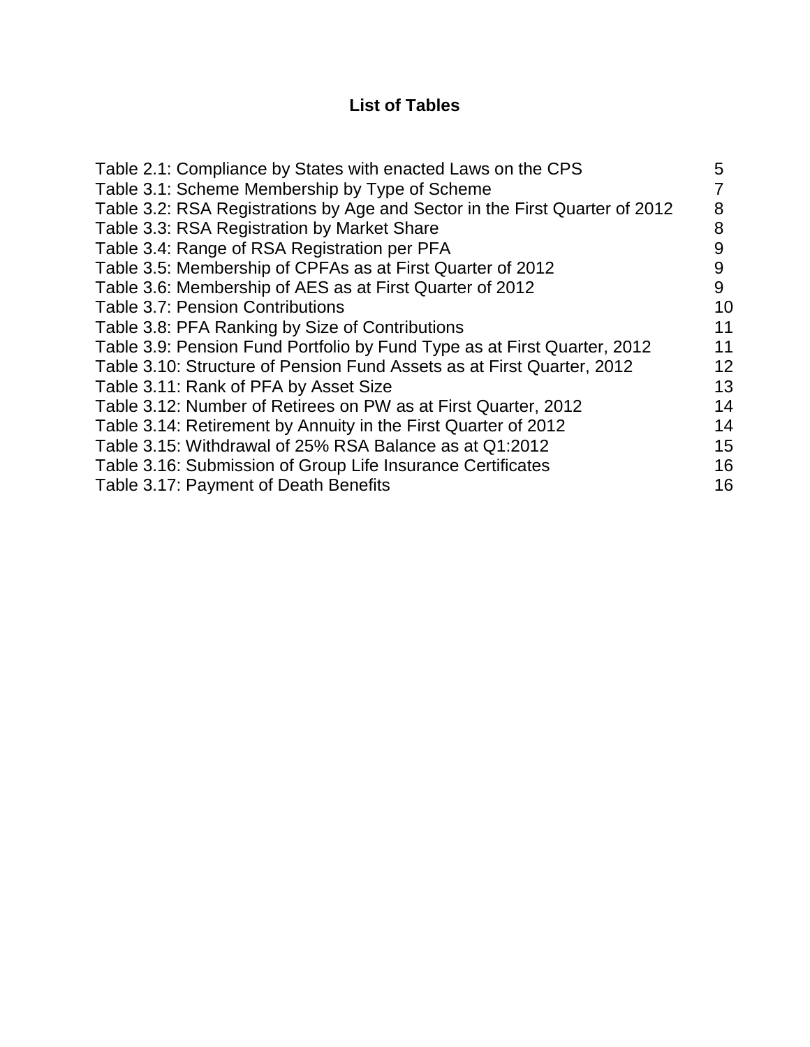# List of Tables

| | |
|---|---|
| Table 2.1: Compliance by States with enacted Laws on the CPS | 5 |
| Table 3.1: Scheme Membership by Type of Scheme | 7 |
| Table 3.2: RSA Registrations by Age and Sector in the First Quarter of 2012 | 8 |
| Table 3.3: RSA Registration by Market Share | 8 |
| Table 3.4: Range of RSA Registration per PFA | 9 |
| Table 3.5: Membership of CPFAs as at First Quarter of 2012 | 9 |
| Table 3.6: Membership of AES as at First Quarter of 2012 | 9 |
| Table 3.7: Pension Contributions | 10 |
| Table 3.8: PFA Ranking by Size of Contributions | 11 |
| Table 3.9: Pension Fund Portfolio by Fund Type as at First Quarter, 2012 | 11 |
| Table 3.10: Structure of Pension Fund Assets as at First Quarter, 2012 | 12 |
| Table 3.11: Rank of PFA by Asset Size | 13 |
| Table 3.12: Number of Retirees on PW as at First Quarter, 2012 | 14 |
| Table 3.14: Retirement by Annuity in the First Quarter of 2012 | 14 |
| Table 3.15: Withdrawal of 25% RSA Balance as at Q1:2012 | 15 |
| Table 3.16: Submission of Group Life Insurance Certificates | 16 |
| Table 3.17: Payment of Death Benefits | 16 |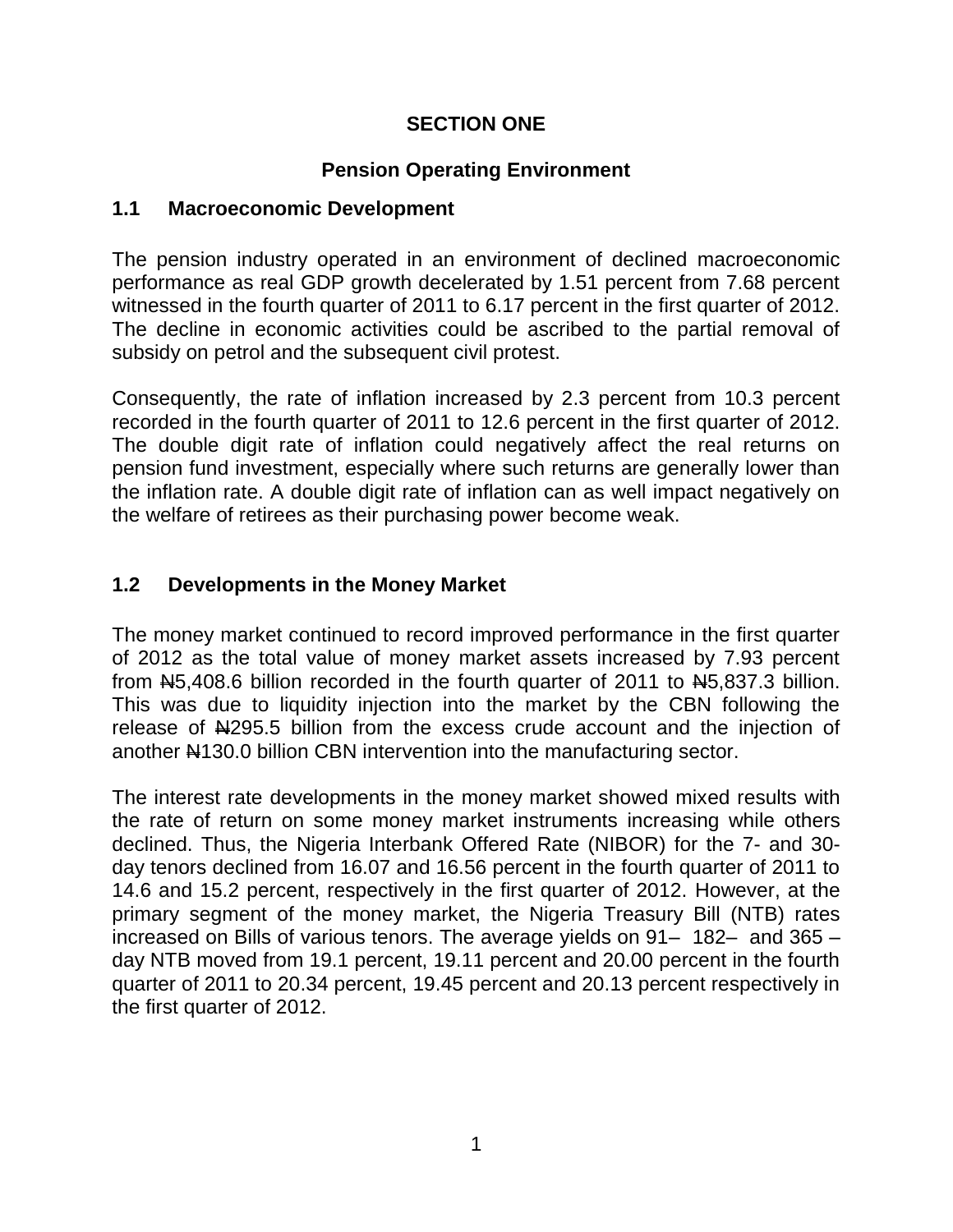# SECTION ONE

## Pension Operating Environment

### 1.1 Macroeconomic Development

The pension industry operated in an environment of declined macroeconomic performance as real GDP growth decelerated by 1.51 percent from 7.68 percent witnessed in the fourth quarter of 2011 to 6.17 percent in the first quarter of 2012. The decline in economic activities could be ascribed to the partial removal of subsidy on petrol and the subsequent civil protest.

Consequently, the rate of inflation increased by 2.3 percent from 10.3 percent recorded in the fourth quarter of 2011 to 12.6 percent in the first quarter of 2012. The double digit rate of inflation could negatively affect the real returns on pension fund investment, especially where such returns are generally lower than the inflation rate. A double digit rate of inflation can as well impact negatively on the welfare of retirees as their purchasing power become weak.

### 1.2 Developments in the Money Market

The money market continued to record improved performance in the first quarter of 2012 as the total value of money market assets increased by 7.93 percent from ₦5,408.6 billion recorded in the fourth quarter of 2011 to ₦5,837.3 billion. This was due to liquidity injection into the market by the CBN following the release of ₦295.5 billion from the excess crude account and the injection of another ₦130.0 billion CBN intervention into the manufacturing sector.

The interest rate developments in the money market showed mixed results with the rate of return on some money market instruments increasing while others declined. Thus, the Nigeria Interbank Offered Rate (NIBOR) for the 7- and 30-day tenors declined from 16.07 and 16.56 percent in the fourth quarter of 2011 to 14.6 and 15.2 percent, respectively in the first quarter of 2012. However, at the primary segment of the money market, the Nigeria Treasury Bill (NTB) rates increased on Bills of various tenors. The average yields on 91– 182– and 365 –day NTB moved from 19.1 percent, 19.11 percent and 20.00 percent in the fourth quarter of 2011 to 20.34 percent, 19.45 percent and 20.13 percent respectively in the first quarter of 2012.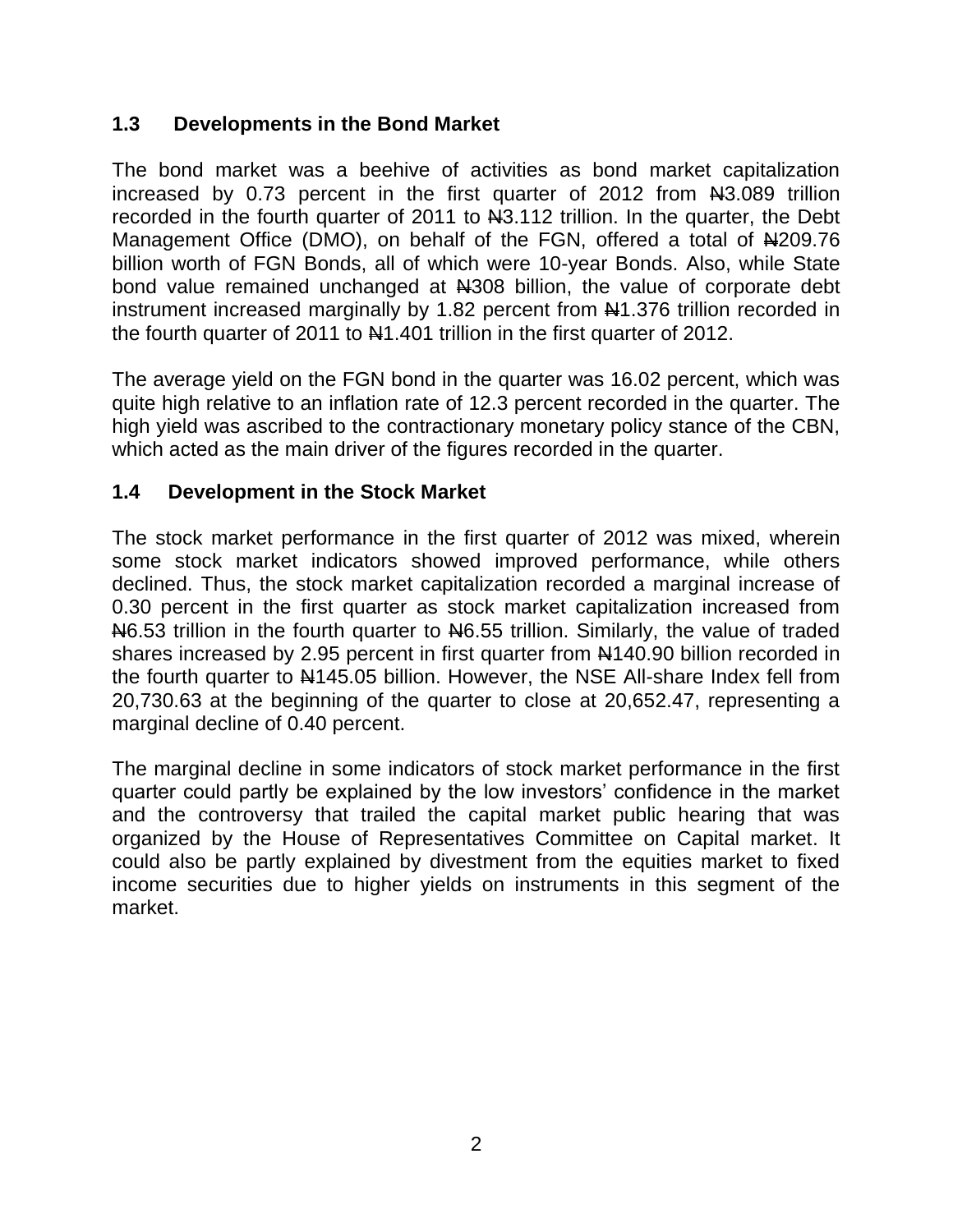### 1.3 Developments in the Bond Market

The bond market was a beehive of activities as bond market capitalization increased by 0.73 percent in the first quarter of 2012 from ₦3.089 trillion recorded in the fourth quarter of 2011 to ₦3.112 trillion. In the quarter, the Debt Management Office (DMO), on behalf of the FGN, offered a total of ₦209.76 billion worth of FGN Bonds, all of which were 10-year Bonds. Also, while State bond value remained unchanged at ₦308 billion, the value of corporate debt instrument increased marginally by 1.82 percent from ₦1.376 trillion recorded in the fourth quarter of 2011 to ₦1.401 trillion in the first quarter of 2012.

The average yield on the FGN bond in the quarter was 16.02 percent, which was quite high relative to an inflation rate of 12.3 percent recorded in the quarter. The high yield was ascribed to the contractionary monetary policy stance of the CBN, which acted as the main driver of the figures recorded in the quarter.

### 1.4 Development in the Stock Market

The stock market performance in the first quarter of 2012 was mixed, wherein some stock market indicators showed improved performance, while others declined. Thus, the stock market capitalization recorded a marginal increase of 0.30 percent in the first quarter as stock market capitalization increased from ₦6.53 trillion in the fourth quarter to ₦6.55 trillion. Similarly, the value of traded shares increased by 2.95 percent in first quarter from ₦140.90 billion recorded in the fourth quarter to ₦145.05 billion. However, the NSE All-share Index fell from 20,730.63 at the beginning of the quarter to close at 20,652.47, representing a marginal decline of 0.40 percent.

The marginal decline in some indicators of stock market performance in the first quarter could partly be explained by the low investors' confidence in the market and the controversy that trailed the capital market public hearing that was organized by the House of Representatives Committee on Capital market. It could also be partly explained by divestment from the equities market to fixed income securities due to higher yields on instruments in this segment of the market.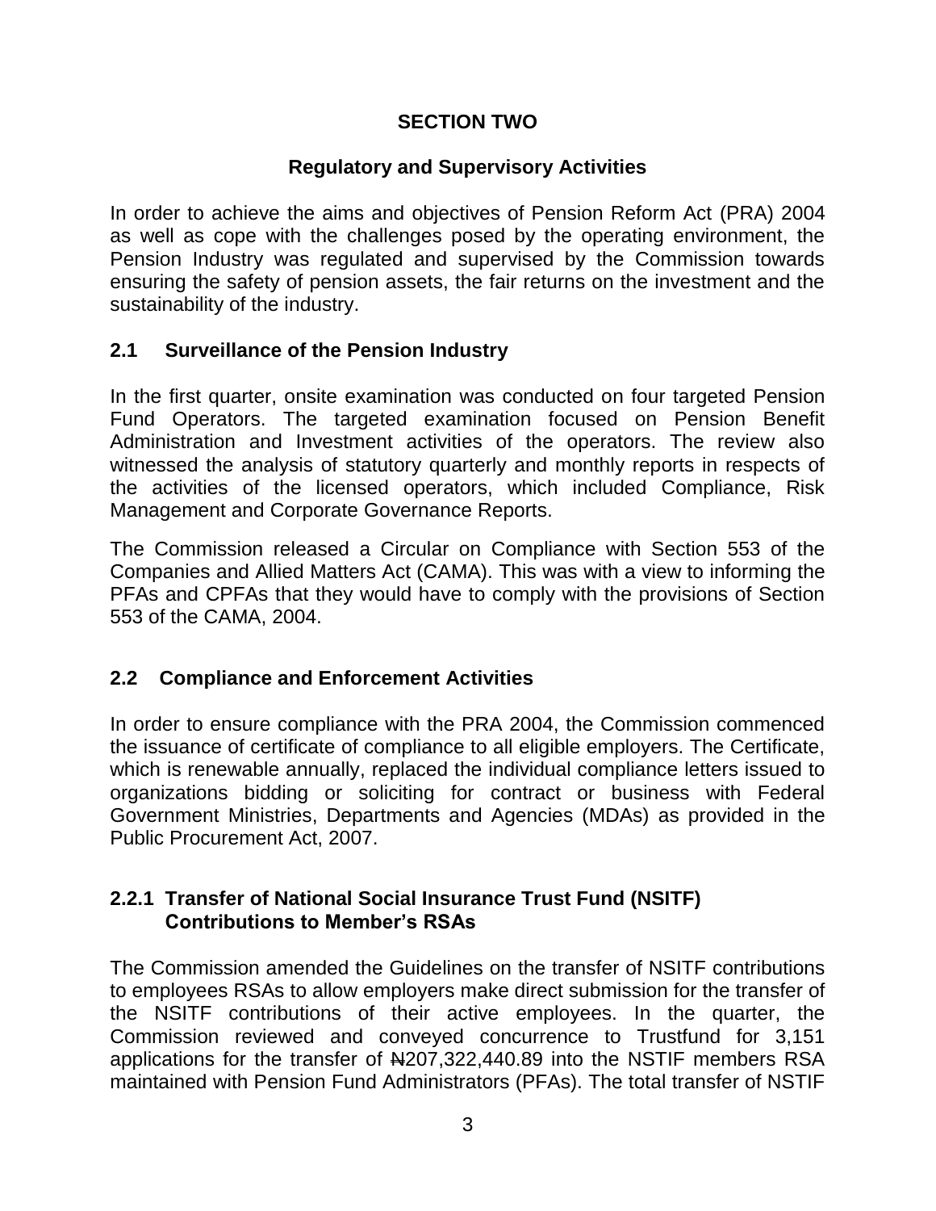# SECTION TWO

## Regulatory and Supervisory Activities

In order to achieve the aims and objectives of Pension Reform Act (PRA) 2004 as well as cope with the challenges posed by the operating environment, the Pension Industry was regulated and supervised by the Commission towards ensuring the safety of pension assets, the fair returns on the investment and the sustainability of the industry.

### 2.1 Surveillance of the Pension Industry

In the first quarter, onsite examination was conducted on four targeted Pension Fund Operators. The targeted examination focused on Pension Benefit Administration and Investment activities of the operators. The review also witnessed the analysis of statutory quarterly and monthly reports in respects of the activities of the licensed operators, which included Compliance, Risk Management and Corporate Governance Reports.

The Commission released a Circular on Compliance with Section 553 of the Companies and Allied Matters Act (CAMA). This was with a view to informing the PFAs and CPFAs that they would have to comply with the provisions of Section 553 of the CAMA, 2004.

### 2.2 Compliance and Enforcement Activities

In order to ensure compliance with the PRA 2004, the Commission commenced the issuance of certificate of compliance to all eligible employers. The Certificate, which is renewable annually, replaced the individual compliance letters issued to organizations bidding or soliciting for contract or business with Federal Government Ministries, Departments and Agencies (MDAs) as provided in the Public Procurement Act, 2007.

#### 2.2.1 Transfer of National Social Insurance Trust Fund (NSITF) Contributions to Member's RSAs

The Commission amended the Guidelines on the transfer of NSITF contributions to employees RSAs to allow employers make direct submission for the transfer of the NSITF contributions of their active employees. In the quarter, the Commission reviewed and conveyed concurrence to Trustfund for 3,151 applications for the transfer of ₦207,322,440.89 into the NSTIF members RSA maintained with Pension Fund Administrators (PFAs). The total transfer of NSTIF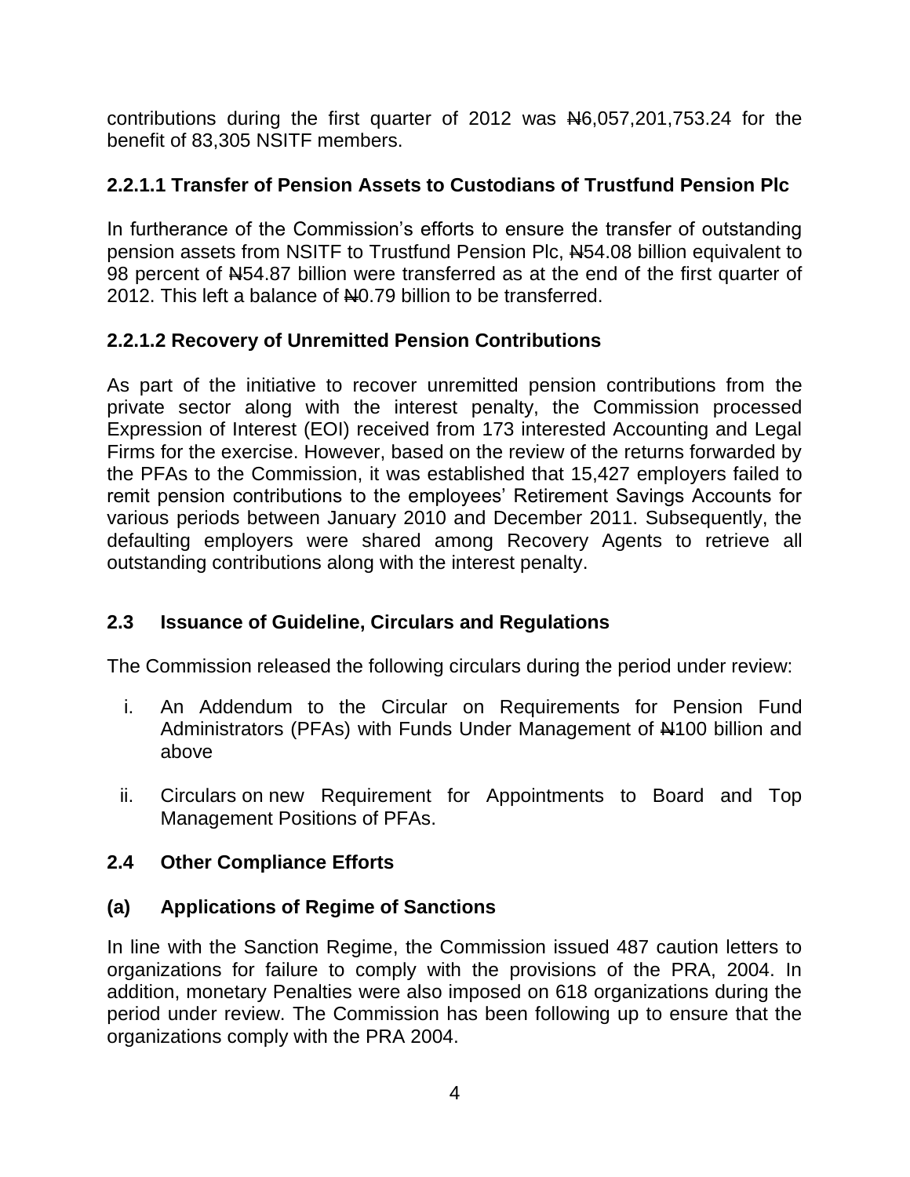contributions during the first quarter of 2012 was ₦6,057,201,753.24 for the benefit of 83,305 NSITF members.

### 2.2.1.1 Transfer of Pension Assets to Custodians of Trustfund Pension Plc

In furtherance of the Commission's efforts to ensure the transfer of outstanding pension assets from NSITF to Trustfund Pension Plc, ₦54.08 billion equivalent to 98 percent of ₦54.87 billion were transferred as at the end of the first quarter of 2012. This left a balance of ₦0.79 billion to be transferred.

### 2.2.1.2 Recovery of Unremitted Pension Contributions

As part of the initiative to recover unremitted pension contributions from the private sector along with the interest penalty, the Commission processed Expression of Interest (EOI) received from 173 interested Accounting and Legal Firms for the exercise. However, based on the review of the returns forwarded by the PFAs to the Commission, it was established that 15,427 employers failed to remit pension contributions to the employees' Retirement Savings Accounts for various periods between January 2010 and December 2011. Subsequently, the defaulting employers were shared among Recovery Agents to retrieve all outstanding contributions along with the interest penalty.

## 2.3 Issuance of Guideline, Circulars and Regulations

The Commission released the following circulars during the period under review:

i. An Addendum to the Circular on Requirements for Pension Fund Administrators (PFAs) with Funds Under Management of ₦100 billion and above

ii. Circulars on new Requirement for Appointments to Board and Top Management Positions of PFAs.

## 2.4 Other Compliance Efforts

### (a) Applications of Regime of Sanctions

In line with the Sanction Regime, the Commission issued 487 caution letters to organizations for failure to comply with the provisions of the PRA, 2004. In addition, monetary Penalties were also imposed on 618 organizations during the period under review. The Commission has been following up to ensure that the organizations comply with the PRA 2004.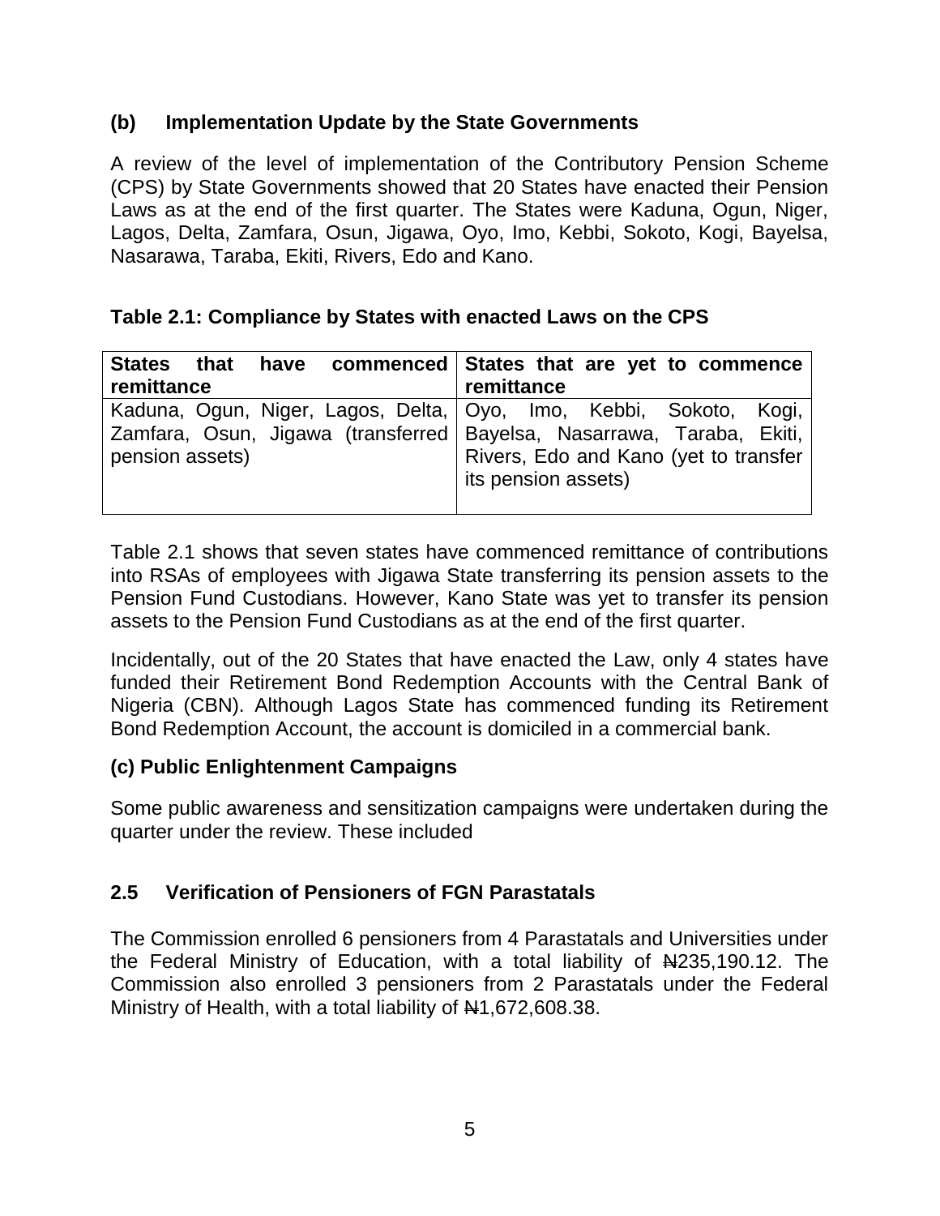### (b) Implementation Update by the State Governments

A review of the level of implementation of the Contributory Pension Scheme (CPS) by State Governments showed that 20 States have enacted their Pension Laws as at the end of the first quarter. The States were Kaduna, Ogun, Niger, Lagos, Delta, Zamfara, Osun, Jigawa, Oyo, Imo, Kebbi, Sokoto, Kogi, Bayelsa, Nasarawa, Taraba, Ekiti, Rivers, Edo and Kano.

**Table 2.1: Compliance by States with enacted Laws on the CPS**

| States that have commenced remittance | States that are yet to commence remittance |
|---|---|
| Kaduna, Ogun, Niger, Lagos, Delta, Zamfara, Osun, Jigawa (transferred pension assets) | Oyo, Imo, Kebbi, Sokoto, Kogi, Bayelsa, Nasarrawa, Taraba, Ekiti, Rivers, Edo and Kano (yet to transfer its pension assets) |

Table 2.1 shows that seven states have commenced remittance of contributions into RSAs of employees with Jigawa State transferring its pension assets to the Pension Fund Custodians. However, Kano State was yet to transfer its pension assets to the Pension Fund Custodians as at the end of the first quarter.

Incidentally, out of the 20 States that have enacted the Law, only 4 states have funded their Retirement Bond Redemption Accounts with the Central Bank of Nigeria (CBN). Although Lagos State has commenced funding its Retirement Bond Redemption Account, the account is domiciled in a commercial bank.

### (c) Public Enlightenment Campaigns

Some public awareness and sensitization campaigns were undertaken during the quarter under the review. These included

## 2.5 Verification of Pensioners of FGN Parastatals

The Commission enrolled 6 pensioners from 4 Parastatals and Universities under the Federal Ministry of Education, with a total liability of ₦235,190.12. The Commission also enrolled 3 pensioners from 2 Parastatals under the Federal Ministry of Health, with a total liability of ₦1,672,608.38.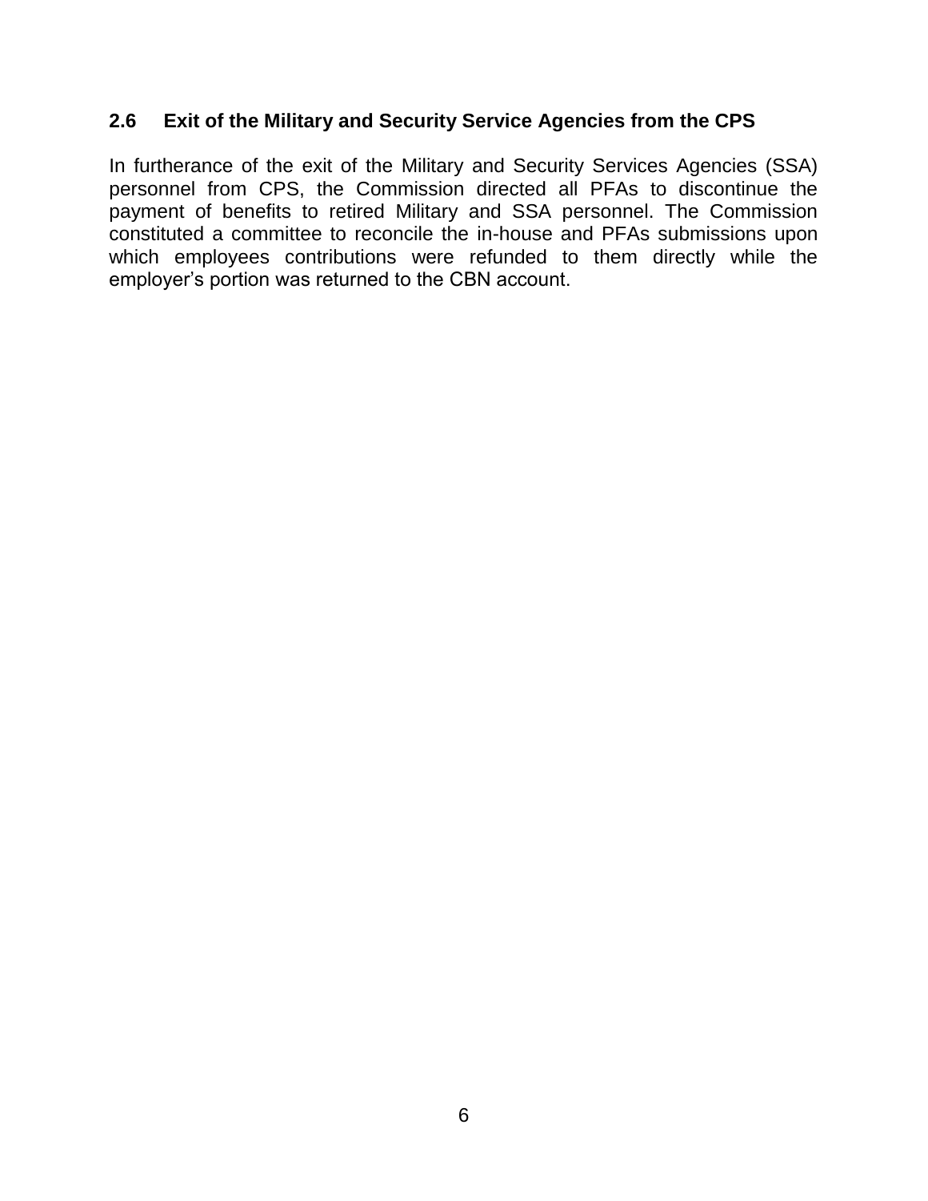### 2.6 Exit of the Military and Security Service Agencies from the CPS

In furtherance of the exit of the Military and Security Services Agencies (SSA) personnel from CPS, the Commission directed all PFAs to discontinue the payment of benefits to retired Military and SSA personnel. The Commission constituted a committee to reconcile the in-house and PFAs submissions upon which employees contributions were refunded to them directly while the employer's portion was returned to the CBN account.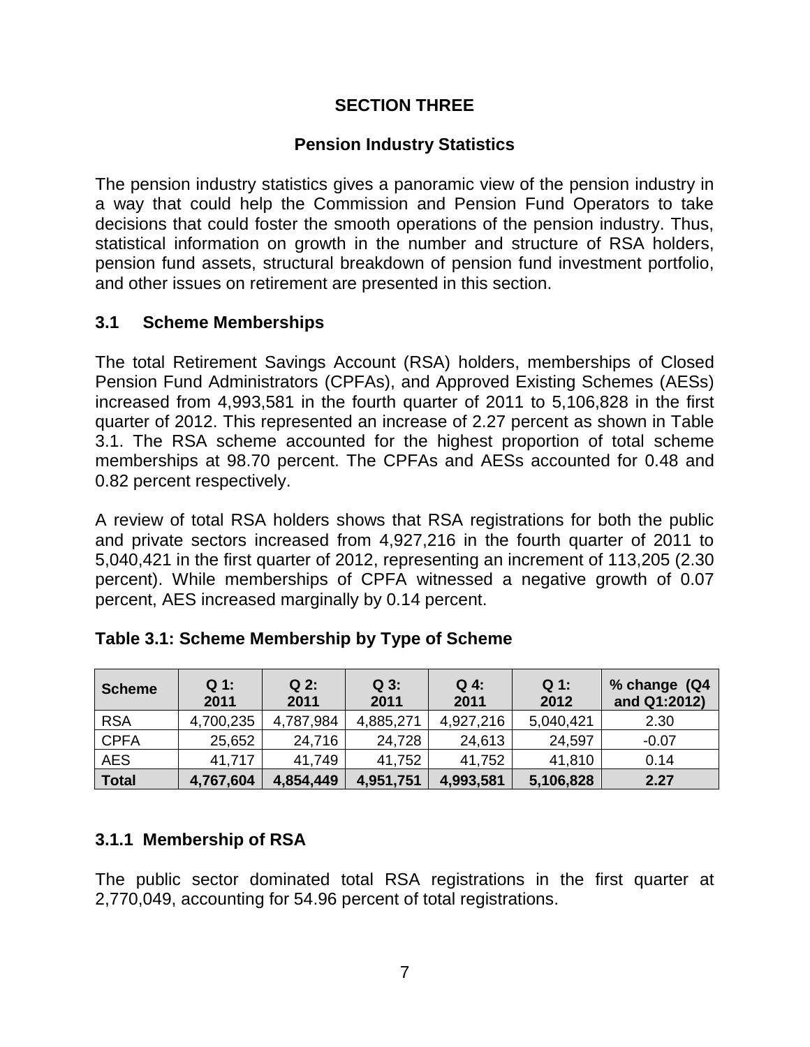# SECTION THREE

## Pension Industry Statistics

The pension industry statistics gives a panoramic view of the pension industry in a way that could help the Commission and Pension Fund Operators to take decisions that could foster the smooth operations of the pension industry. Thus, statistical information on growth in the number and structure of RSA holders, pension fund assets, structural breakdown of pension fund investment portfolio, and other issues on retirement are presented in this section.

### 3.1 Scheme Memberships

The total Retirement Savings Account (RSA) holders, memberships of Closed Pension Fund Administrators (CPFAs), and Approved Existing Schemes (AESs) increased from 4,993,581 in the fourth quarter of 2011 to 5,106,828 in the first quarter of 2012. This represented an increase of 2.27 percent as shown in Table 3.1. The RSA scheme accounted for the highest proportion of total scheme memberships at 98.70 percent. The CPFAs and AESs accounted for 0.48 and 0.82 percent respectively.

A review of total RSA holders shows that RSA registrations for both the public and private sectors increased from 4,927,216 in the fourth quarter of 2011 to 5,040,421 in the first quarter of 2012, representing an increment of 113,205 (2.30 percent). While memberships of CPFA witnessed a negative growth of 0.07 percent, AES increased marginally by 0.14 percent.

**Table 3.1: Scheme Membership by Type of Scheme**

| Scheme | Q 1: 2011 | Q 2: 2011 | Q 3: 2011 | Q 4: 2011 | Q 1: 2012 | % change (Q4 and Q1:2012) |
|---|---|---|---|---|---|---|
| RSA | 4,700,235 | 4,787,984 | 4,885,271 | 4,927,216 | 5,040,421 | 2.30 |
| CPFA | 25,652 | 24,716 | 24,728 | 24,613 | 24,597 | -0.07 |
| AES | 41,717 | 41,749 | 41,752 | 41,752 | 41,810 | 0.14 |
| **Total** | **4,767,604** | **4,854,449** | **4,951,751** | **4,993,581** | **5,106,828** | **2.27** |

#### 3.1.1 Membership of RSA

The public sector dominated total RSA registrations in the first quarter at 2,770,049, accounting for 54.96 percent of total registrations.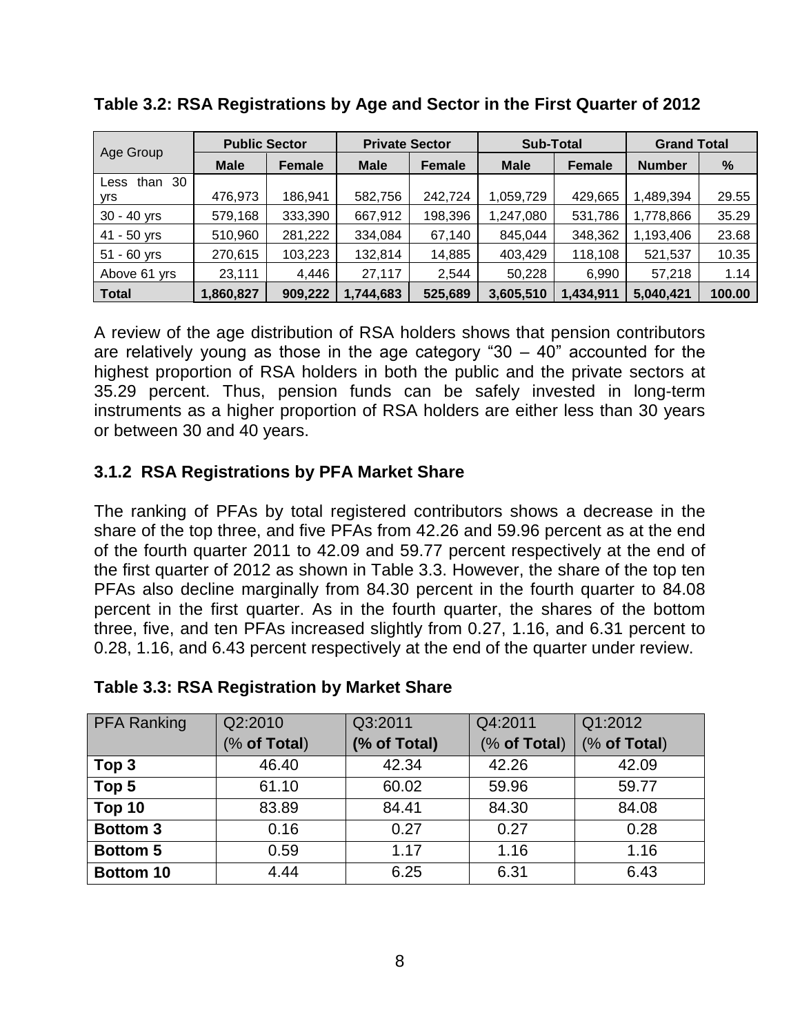**Table 3.2: RSA Registrations by Age and Sector in the First Quarter of 2012**

| Age Group | Public Sector | | Private Sector | | Sub-Total | | Grand Total | |
|---|---|---|---|---|---|---|---|---|
| | **Male** | **Female** | **Male** | **Female** | **Male** | **Female** | **Number** | **%** |
| Less than 30 yrs | 476,973 | 186,941 | 582,756 | 242,724 | 1,059,729 | 429,665 | 1,489,394 | 29.55 |
| 30 - 40 yrs | 579,168 | 333,390 | 667,912 | 198,396 | 1,247,080 | 531,786 | 1,778,866 | 35.29 |
| 41 - 50 yrs | 510,960 | 281,222 | 334,084 | 67,140 | 845,044 | 348,362 | 1,193,406 | 23.68 |
| 51 - 60 yrs | 270,615 | 103,223 | 132,814 | 14,885 | 403,429 | 118,108 | 521,537 | 10.35 |
| Above 61 yrs | 23,111 | 4,446 | 27,117 | 2,544 | 50,228 | 6,990 | 57,218 | 1.14 |
| **Total** | **1,860,827** | **909,222** | **1,744,683** | **525,689** | **3,605,510** | **1,434,911** | **5,040,421** | **100.00** |

A review of the age distribution of RSA holders shows that pension contributors are relatively young as those in the age category "30 – 40" accounted for the highest proportion of RSA holders in both the public and the private sectors at 35.29 percent. Thus, pension funds can be safely invested in long-term instruments as a higher proportion of RSA holders are either less than 30 years or between 30 and 40 years.

### 3.1.2 RSA Registrations by PFA Market Share

The ranking of PFAs by total registered contributors shows a decrease in the share of the top three, and five PFAs from 42.26 and 59.96 percent as at the end of the fourth quarter 2011 to 42.09 and 59.77 percent respectively at the end of the first quarter of 2012 as shown in Table 3.3. However, the share of the top ten PFAs also decline marginally from 84.30 percent in the fourth quarter to 84.08 percent in the first quarter. As in the fourth quarter, the shares of the bottom three, five, and ten PFAs increased slightly from 0.27, 1.16, and 6.31 percent to 0.28, 1.16, and 6.43 percent respectively at the end of the quarter under review.

**Table 3.3: RSA Registration by Market Share**

| PFA Ranking | Q2:2010 (% **of Total**) | Q3:2011 **(% of Total)** | Q4:2011 (% **of Total**) | Q1:2012 (% **of Total**) |
|---|---|---|---|---|
| **Top 3** | 46.40 | 42.34 | 42.26 | 42.09 |
| **Top 5** | 61.10 | 60.02 | 59.96 | 59.77 |
| **Top 10** | 83.89 | 84.41 | 84.30 | 84.08 |
| **Bottom 3** | 0.16 | 0.27 | 0.27 | 0.28 |
| **Bottom 5** | 0.59 | 1.17 | 1.16 | 1.16 |
| **Bottom 10** | 4.44 | 6.25 | 6.31 | 6.43 |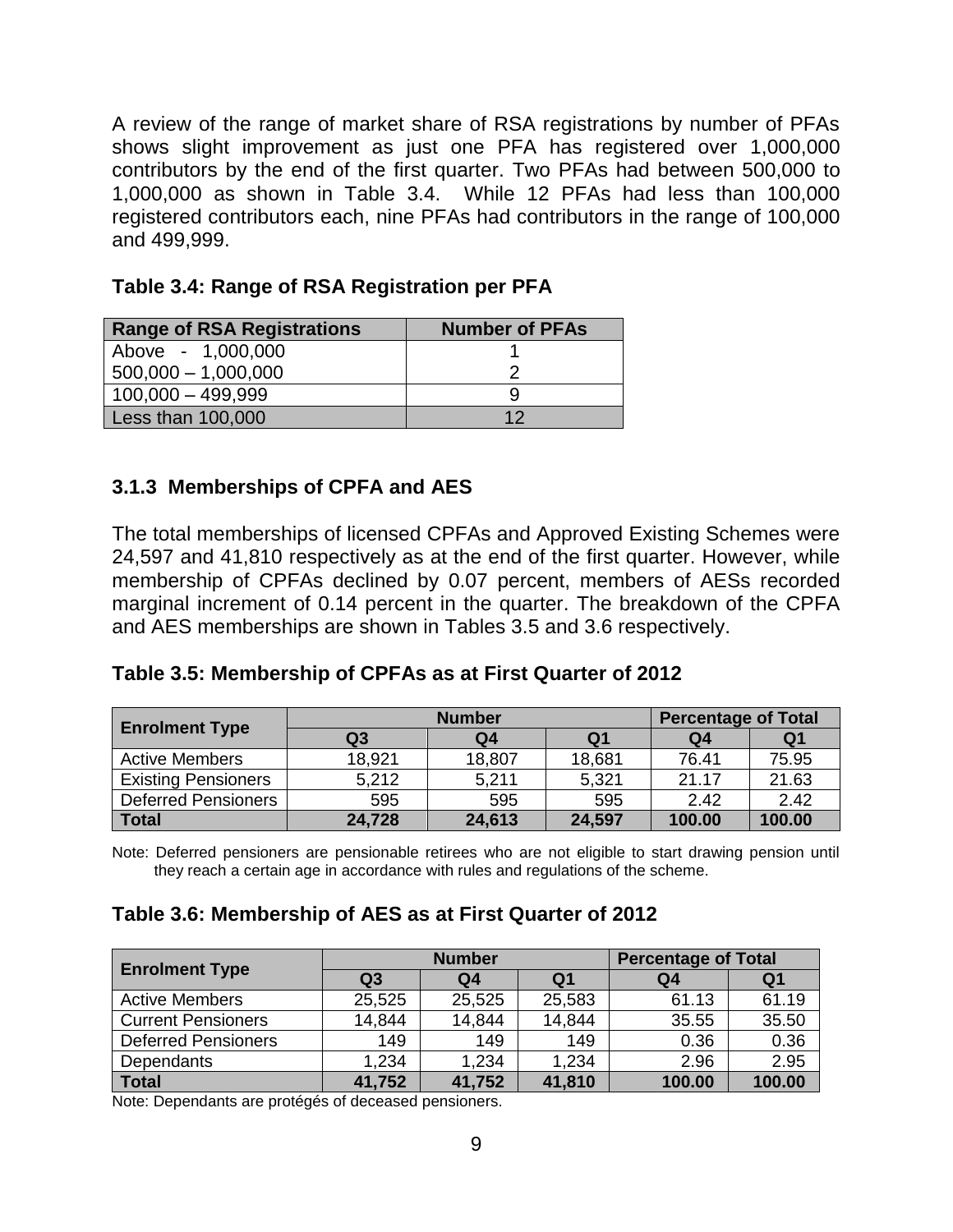A review of the range of market share of RSA registrations by number of PFAs shows slight improvement as just one PFA has registered over 1,000,000 contributors by the end of the first quarter. Two PFAs had between 500,000 to 1,000,000 as shown in Table 3.4. While 12 PFAs had less than 100,000 registered contributors each, nine PFAs had contributors in the range of 100,000 and 499,999.

**Table 3.4: Range of RSA Registration per PFA**

| Range of RSA Registrations | Number of PFAs |
|---|---|
| Above - 1,000,000 | 1 |
| 500,000 – 1,000,000 | 2 |
| 100,000 – 499,999 | 9 |
| Less than 100,000 | 12 |

### 3.1.3 Memberships of CPFA and AES

The total memberships of licensed CPFAs and Approved Existing Schemes were 24,597 and 41,810 respectively as at the end of the first quarter. However, while membership of CPFAs declined by 0.07 percent, members of AESs recorded marginal increment of 0.14 percent in the quarter. The breakdown of the CPFA and AES memberships are shown in Tables 3.5 and 3.6 respectively.

**Table 3.5: Membership of CPFAs as at First Quarter of 2012**

| Enrolment Type | Number | | | Percentage of Total | |
|---|---|---|---|---|---|
| | Q3 | Q4 | Q1 | Q4 | Q1 |
| Active Members | 18,921 | 18,807 | 18,681 | 76.41 | 75.95 |
| Existing Pensioners | 5,212 | 5,211 | 5,321 | 21.17 | 21.63 |
| Deferred Pensioners | 595 | 595 | 595 | 2.42 | 2.42 |
| **Total** | **24,728** | **24,613** | **24,597** | **100.00** | **100.00** |

Note: Deferred pensioners are pensionable retirees who are not eligible to start drawing pension until they reach a certain age in accordance with rules and regulations of the scheme.

**Table 3.6: Membership of AES as at First Quarter of 2012**

| Enrolment Type | Number | | | Percentage of Total | |
|---|---|---|---|---|---|
| | Q3 | Q4 | Q1 | Q4 | Q1 |
| Active Members | 25,525 | 25,525 | 25,583 | 61.13 | 61.19 |
| Current Pensioners | 14,844 | 14,844 | 14,844 | 35.55 | 35.50 |
| Deferred Pensioners | 149 | 149 | 149 | 0.36 | 0.36 |
| Dependants | 1,234 | 1,234 | 1,234 | 2.96 | 2.95 |
| **Total** | **41,752** | **41,752** | **41,810** | **100.00** | **100.00** |

Note: Dependants are protégés of deceased pensioners.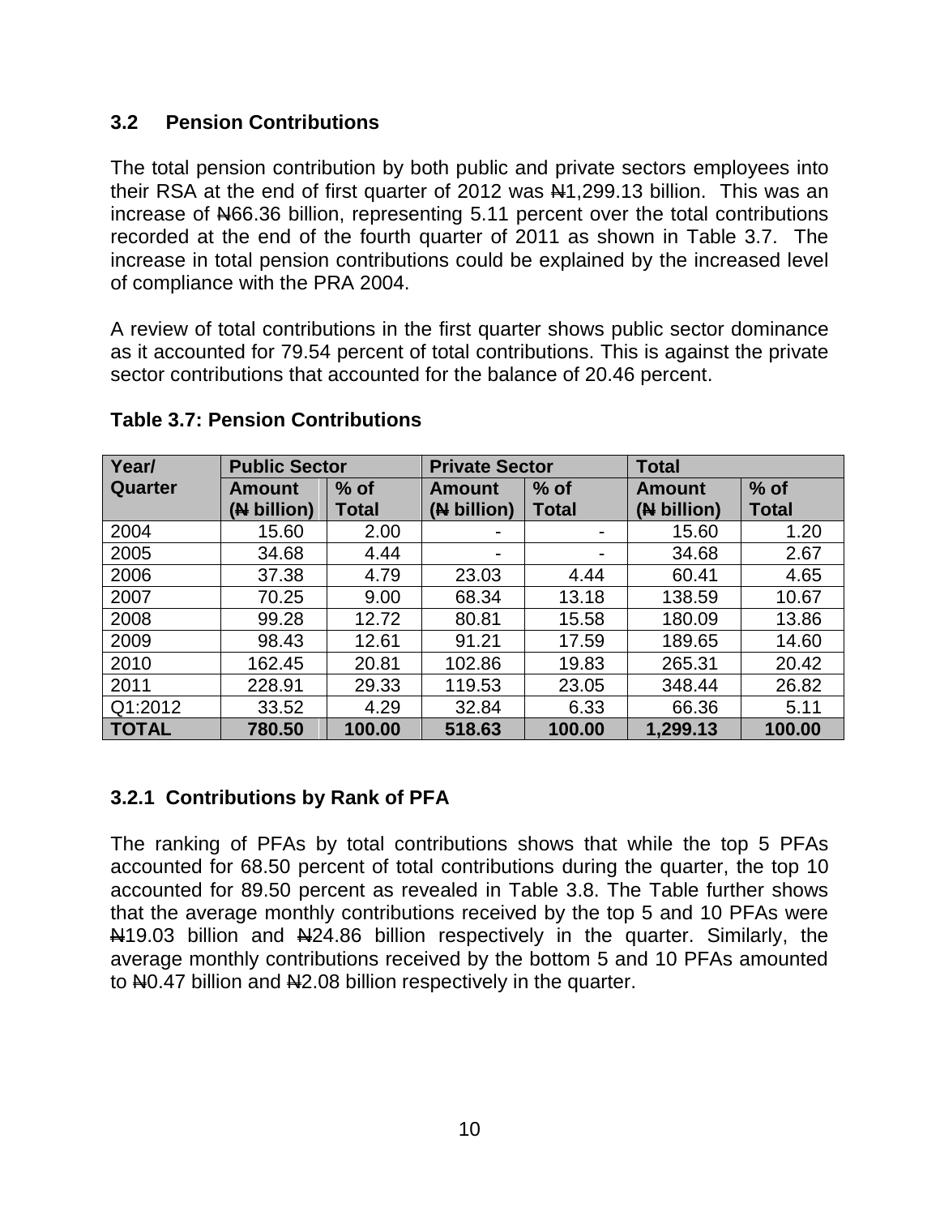### 3.2 Pension Contributions

The total pension contribution by both public and private sectors employees into their RSA at the end of first quarter of 2012 was ₦1,299.13 billion. This was an increase of ₦66.36 billion, representing 5.11 percent over the total contributions recorded at the end of the fourth quarter of 2011 as shown in Table 3.7. The increase in total pension contributions could be explained by the increased level of compliance with the PRA 2004.

A review of total contributions in the first quarter shows public sector dominance as it accounted for 79.54 percent of total contributions. This is against the private sector contributions that accounted for the balance of 20.46 percent.

**Table 3.7: Pension Contributions**

| Year/ Quarter | Public Sector | | Private Sector | | Total | |
|---|---|---|---|---|---|---|
| | Amount (₦ billion) | % of Total | Amount (₦ billion) | % of Total | Amount (₦ billion) | % of Total |
| 2004 | 15.60 | 2.00 | - | - | 15.60 | 1.20 |
| 2005 | 34.68 | 4.44 | - | - | 34.68 | 2.67 |
| 2006 | 37.38 | 4.79 | 23.03 | 4.44 | 60.41 | 4.65 |
| 2007 | 70.25 | 9.00 | 68.34 | 13.18 | 138.59 | 10.67 |
| 2008 | 99.28 | 12.72 | 80.81 | 15.58 | 180.09 | 13.86 |
| 2009 | 98.43 | 12.61 | 91.21 | 17.59 | 189.65 | 14.60 |
| 2010 | 162.45 | 20.81 | 102.86 | 19.83 | 265.31 | 20.42 |
| 2011 | 228.91 | 29.33 | 119.53 | 23.05 | 348.44 | 26.82 |
| Q1:2012 | 33.52 | 4.29 | 32.84 | 6.33 | 66.36 | 5.11 |
| **TOTAL** | **780.50** | **100.00** | **518.63** | **100.00** | **1,299.13** | **100.00** |

#### 3.2.1 Contributions by Rank of PFA

The ranking of PFAs by total contributions shows that while the top 5 PFAs accounted for 68.50 percent of total contributions during the quarter, the top 10 accounted for 89.50 percent as revealed in Table 3.8. The Table further shows that the average monthly contributions received by the top 5 and 10 PFAs were ₦19.03 billion and ₦24.86 billion respectively in the quarter. Similarly, the average monthly contributions received by the bottom 5 and 10 PFAs amounted to ₦0.47 billion and ₦2.08 billion respectively in the quarter.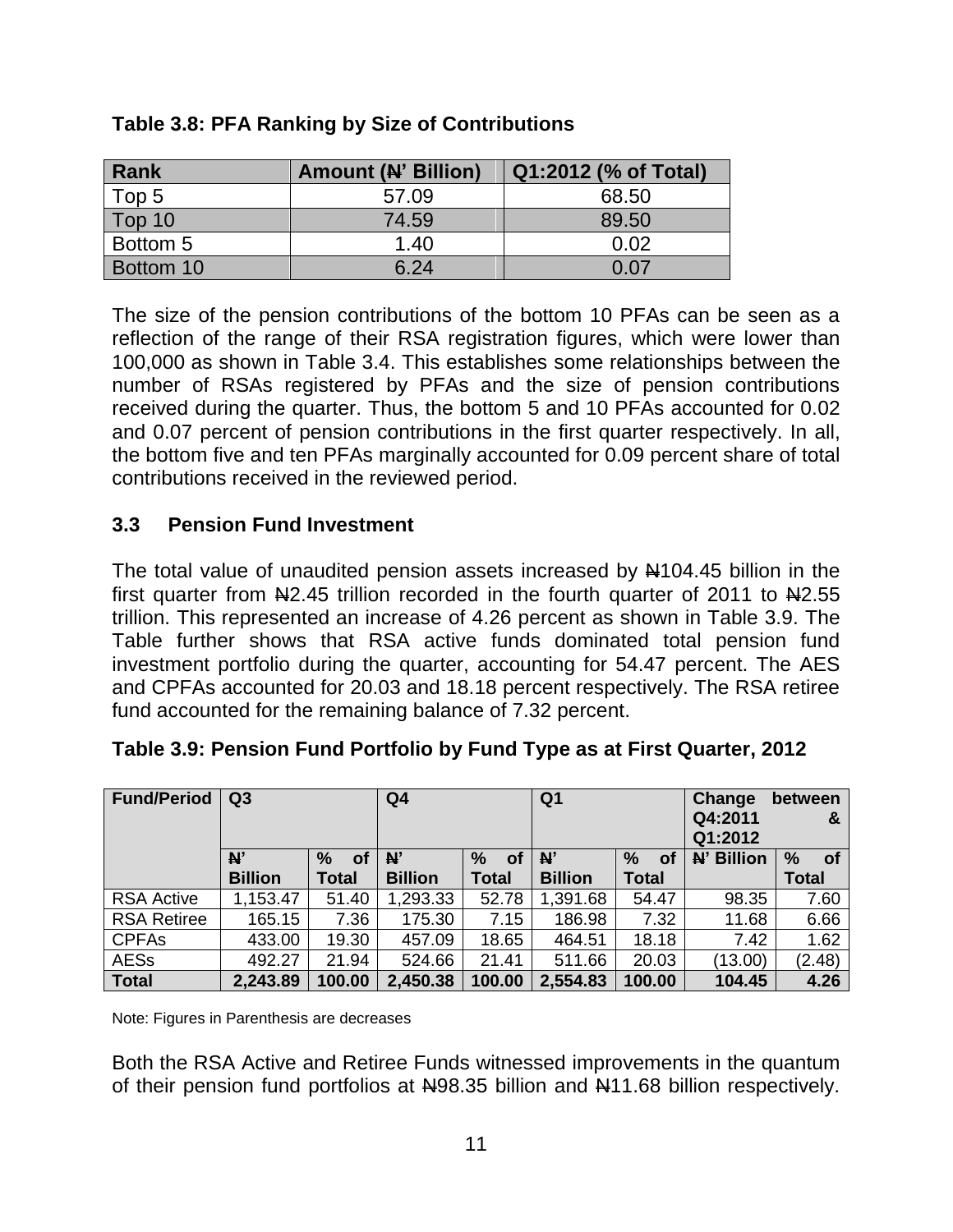**Table 3.8: PFA Ranking by Size of Contributions**

| Rank | Amount (₦' Billion) | Q1:2012 (% of Total) |
|---|---|---|
| Top 5 | 57.09 | 68.50 |
| Top 10 | 74.59 | 89.50 |
| Bottom 5 | 1.40 | 0.02 |
| Bottom 10 | 6.24 | 0.07 |

The size of the pension contributions of the bottom 10 PFAs can be seen as a reflection of the range of their RSA registration figures, which were lower than 100,000 as shown in Table 3.4. This establishes some relationships between the number of RSAs registered by PFAs and the size of pension contributions received during the quarter. Thus, the bottom 5 and 10 PFAs accounted for 0.02 and 0.07 percent of pension contributions in the first quarter respectively. In all, the bottom five and ten PFAs marginally accounted for 0.09 percent share of total contributions received in the reviewed period.

### 3.3 Pension Fund Investment

The total value of unaudited pension assets increased by ₦104.45 billion in the first quarter from ₦2.45 trillion recorded in the fourth quarter of 2011 to ₦2.55 trillion. This represented an increase of 4.26 percent as shown in Table 3.9. The Table further shows that RSA active funds dominated total pension fund investment portfolio during the quarter, accounting for 54.47 percent. The AES and CPFAs accounted for 20.03 and 18.18 percent respectively. The RSA retiree fund accounted for the remaining balance of 7.32 percent.

**Table 3.9: Pension Fund Portfolio by Fund Type as at First Quarter, 2012**

| Fund/Period | Q3 | | Q4 | | Q1 | | Change between Q4:2011 & Q1:2012 | |
|---|---|---|---|---|---|---|---|---|
| | ₦' Billion | % of Total | ₦' Billion | % of Total | ₦' Billion | % of Total | ₦' Billion | % of Total |
| RSA Active | 1,153.47 | 51.40 | 1,293.33 | 52.78 | 1,391.68 | 54.47 | 98.35 | 7.60 |
| RSA Retiree | 165.15 | 7.36 | 175.30 | 7.15 | 186.98 | 7.32 | 11.68 | 6.66 |
| CPFAs | 433.00 | 19.30 | 457.09 | 18.65 | 464.51 | 18.18 | 7.42 | 1.62 |
| AESs | 492.27 | 21.94 | 524.66 | 21.41 | 511.66 | 20.03 | (13.00) | (2.48) |
| **Total** | **2,243.89** | **100.00** | **2,450.38** | **100.00** | **2,554.83** | **100.00** | **104.45** | **4.26** |

Note: Figures in Parenthesis are decreases

Both the RSA Active and Retiree Funds witnessed improvements in the quantum of their pension fund portfolios at ₦98.35 billion and ₦11.68 billion respectively.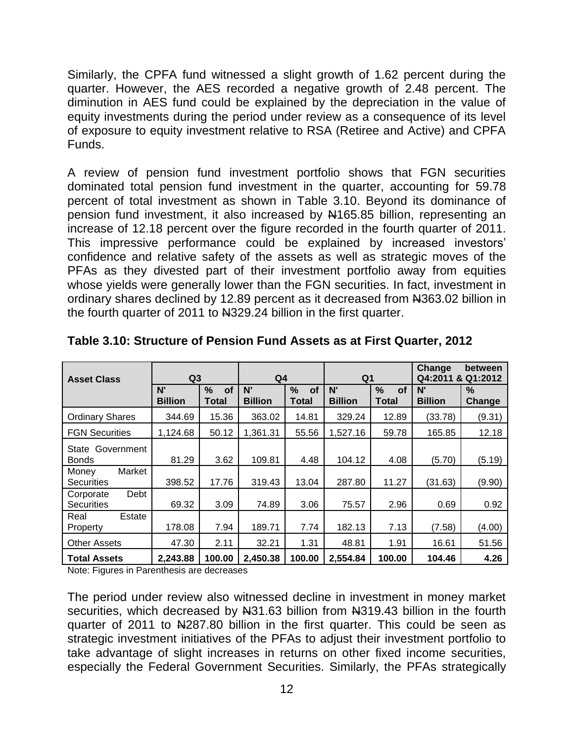Similarly, the CPFA fund witnessed a slight growth of 1.62 percent during the quarter. However, the AES recorded a negative growth of 2.48 percent. The diminution in AES fund could be explained by the depreciation in the value of equity investments during the period under review as a consequence of its level of exposure to equity investment relative to RSA (Retiree and Active) and CPFA Funds.

A review of pension fund investment portfolio shows that FGN securities dominated total pension fund investment in the quarter, accounting for 59.78 percent of total investment as shown in Table 3.10. Beyond its dominance of pension fund investment, it also increased by ₦165.85 billion, representing an increase of 12.18 percent over the figure recorded in the fourth quarter of 2011. This impressive performance could be explained by increased investors' confidence and relative safety of the assets as well as strategic moves of the PFAs as they divested part of their investment portfolio away from equities whose yields were generally lower than the FGN securities. In fact, investment in ordinary shares declined by 12.89 percent as it decreased from ₦363.02 billion in the fourth quarter of 2011 to ₦329.24 billion in the first quarter.

**Table 3.10: Structure of Pension Fund Assets as at First Quarter, 2012**

| Asset Class | Q3 | | Q4 | | Q1 | | Change between Q4:2011 & Q1:2012 | |
|---|---|---|---|---|---|---|---|---|
| | N' Billion | % of Total | N' Billion | % of Total | N' Billion | % of Total | N' Billion | % Change |
| Ordinary Shares | 344.69 | 15.36 | 363.02 | 14.81 | 329.24 | 12.89 | (33.78) | (9.31) |
| FGN Securities | 1,124.68 | 50.12 | 1,361.31 | 55.56 | 1,527.16 | 59.78 | 165.85 | 12.18 |
| State Government Bonds | 81.29 | 3.62 | 109.81 | 4.48 | 104.12 | 4.08 | (5.70) | (5.19) |
| Money Market Securities | 398.52 | 17.76 | 319.43 | 13.04 | 287.80 | 11.27 | (31.63) | (9.90) |
| Corporate Debt Securities | 69.32 | 3.09 | 74.89 | 3.06 | 75.57 | 2.96 | 0.69 | 0.92 |
| Real Estate Property | 178.08 | 7.94 | 189.71 | 7.74 | 182.13 | 7.13 | (7.58) | (4.00) |
| Other Assets | 47.30 | 2.11 | 32.21 | 1.31 | 48.81 | 1.91 | 16.61 | 51.56 |
| **Total Assets** | **2,243.88** | **100.00** | **2,450.38** | **100.00** | **2,554.84** | **100.00** | **104.46** | **4.26** |

Note: Figures in Parenthesis are decreases

The period under review also witnessed decline in investment in money market securities, which decreased by ₦31.63 billion from ₦319.43 billion in the fourth quarter of 2011 to ₦287.80 billion in the first quarter. This could be seen as strategic investment initiatives of the PFAs to adjust their investment portfolio to take advantage of slight increases in returns on other fixed income securities, especially the Federal Government Securities. Similarly, the PFAs strategically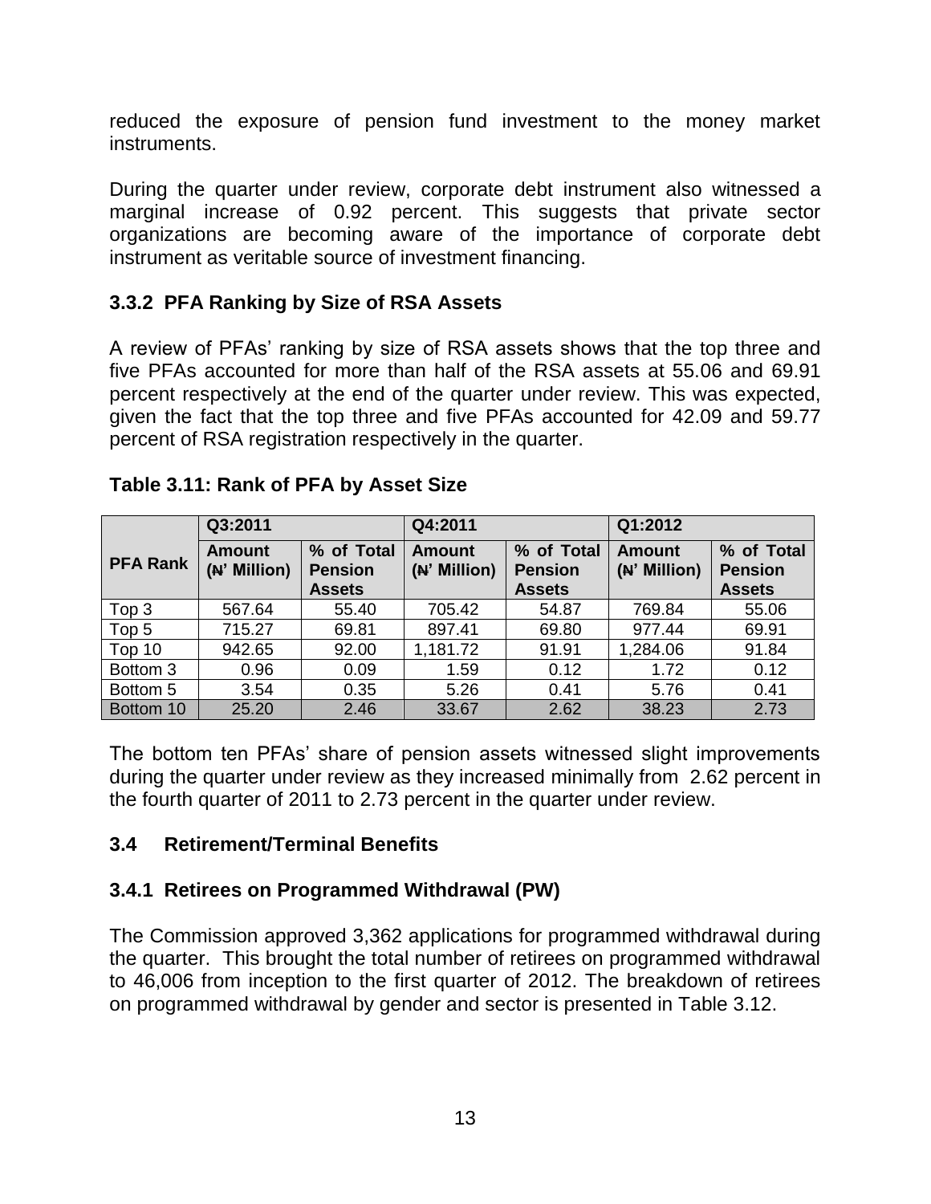reduced the exposure of pension fund investment to the money market instruments.

During the quarter under review, corporate debt instrument also witnessed a marginal increase of 0.92 percent. This suggests that private sector organizations are becoming aware of the importance of corporate debt instrument as veritable source of investment financing.

### 3.3.2 PFA Ranking by Size of RSA Assets

A review of PFAs' ranking by size of RSA assets shows that the top three and five PFAs accounted for more than half of the RSA assets at 55.06 and 69.91 percent respectively at the end of the quarter under review. This was expected, given the fact that the top three and five PFAs accounted for 42.09 and 59.77 percent of RSA registration respectively in the quarter.

**Table 3.11: Rank of PFA by Asset Size**

| PFA Rank | Q3:2011 | | Q4:2011 | | Q1:2012 | |
|---|---|---|---|---|---|---|
| | Amount (₦' Million) | % of Total Pension Assets | Amount (₦' Million) | % of Total Pension Assets | Amount (₦' Million) | % of Total Pension Assets |
| Top 3 | 567.64 | 55.40 | 705.42 | 54.87 | 769.84 | 55.06 |
| Top 5 | 715.27 | 69.81 | 897.41 | 69.80 | 977.44 | 69.91 |
| Top 10 | 942.65 | 92.00 | 1,181.72 | 91.91 | 1,284.06 | 91.84 |
| Bottom 3 | 0.96 | 0.09 | 1.59 | 0.12 | 1.72 | 0.12 |
| Bottom 5 | 3.54 | 0.35 | 5.26 | 0.41 | 5.76 | 0.41 |
| Bottom 10 | 25.20 | 2.46 | 33.67 | 2.62 | 38.23 | 2.73 |

The bottom ten PFAs' share of pension assets witnessed slight improvements during the quarter under review as they increased minimally from 2.62 percent in the fourth quarter of 2011 to 2.73 percent in the quarter under review.

## 3.4 Retirement/Terminal Benefits

### 3.4.1 Retirees on Programmed Withdrawal (PW)

The Commission approved 3,362 applications for programmed withdrawal during the quarter. This brought the total number of retirees on programmed withdrawal to 46,006 from inception to the first quarter of 2012. The breakdown of retirees on programmed withdrawal by gender and sector is presented in Table 3.12.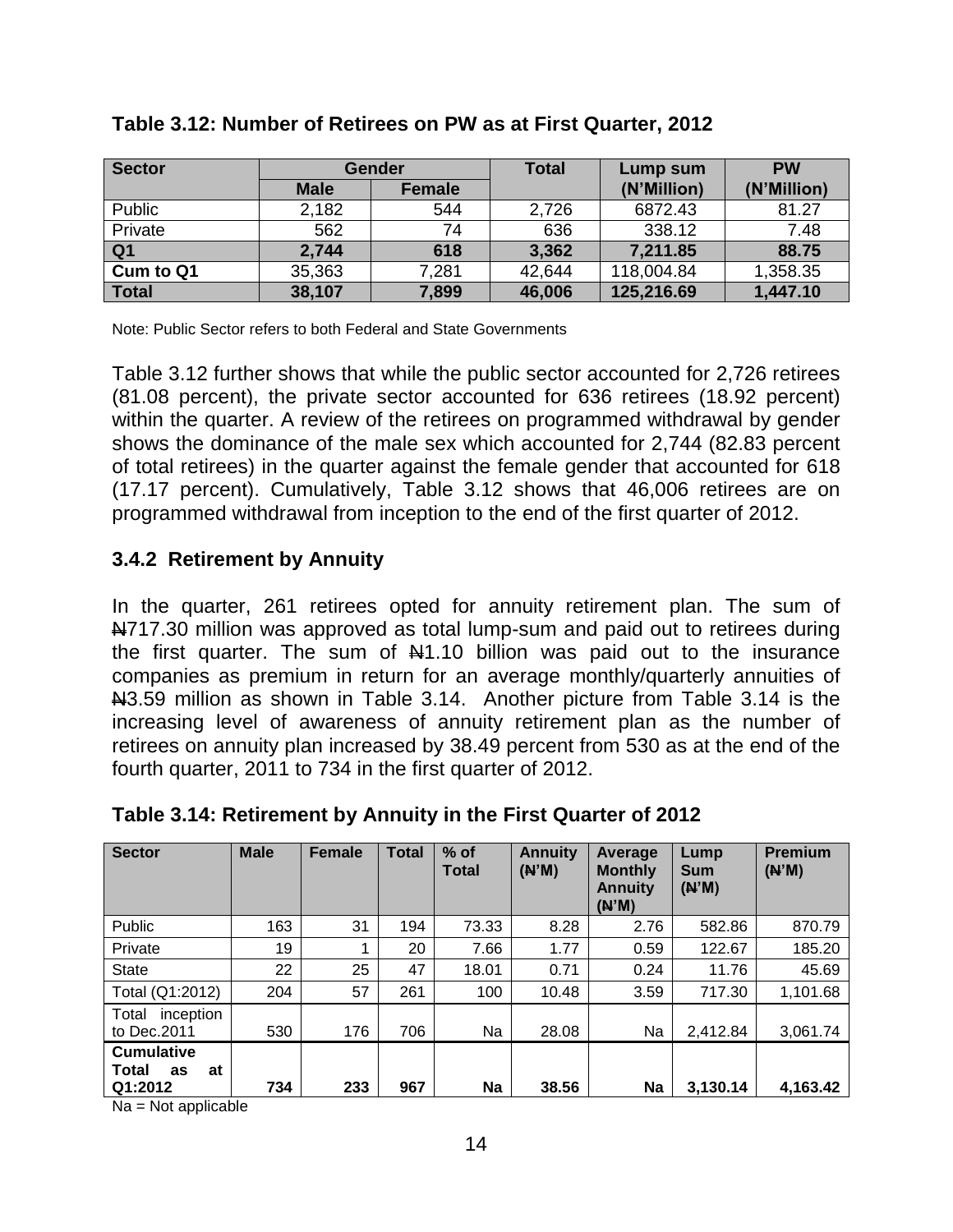**Table 3.12: Number of Retirees on PW as at First Quarter, 2012**

| Sector | Gender | | Total | Lump sum (N'Million) | PW (N'Million) |
|---|---|---|---|---|---|
| | Male | Female | | | |
| Public | 2,182 | 544 | 2,726 | 6872.43 | 81.27 |
| Private | 562 | 74 | 636 | 338.12 | 7.48 |
| **Q1** | **2,744** | **618** | **3,362** | **7,211.85** | **88.75** |
| **Cum to Q1** | 35,363 | 7,281 | 42,644 | 118,004.84 | 1,358.35 |
| **Total** | **38,107** | **7,899** | **46,006** | **125,216.69** | **1,447.10** |

Note: Public Sector refers to both Federal and State Governments

Table 3.12 further shows that while the public sector accounted for 2,726 retirees (81.08 percent), the private sector accounted for 636 retirees (18.92 percent) within the quarter. A review of the retirees on programmed withdrawal by gender shows the dominance of the male sex which accounted for 2,744 (82.83 percent of total retirees) in the quarter against the female gender that accounted for 618 (17.17 percent). Cumulatively, Table 3.12 shows that 46,006 retirees are on programmed withdrawal from inception to the end of the first quarter of 2012.

### 3.4.2 Retirement by Annuity

In the quarter, 261 retirees opted for annuity retirement plan. The sum of ₦717.30 million was approved as total lump-sum and paid out to retirees during the first quarter. The sum of ₦1.10 billion was paid out to the insurance companies as premium in return for an average monthly/quarterly annuities of ₦3.59 million as shown in Table 3.14. Another picture from Table 3.14 is the increasing level of awareness of annuity retirement plan as the number of retirees on annuity plan increased by 38.49 percent from 530 as at the end of the fourth quarter, 2011 to 734 in the first quarter of 2012.

**Table 3.14: Retirement by Annuity in the First Quarter of 2012**

| Sector | Male | Female | Total | % of Total | Annuity (₦'M) | Average Monthly Annuity (₦'M) | Lump Sum (₦'M) | Premium (₦'M) |
|---|---|---|---|---|---|---|---|---|
| Public | 163 | 31 | 194 | 73.33 | 8.28 | 2.76 | 582.86 | 870.79 |
| Private | 19 | 1 | 20 | 7.66 | 1.77 | 0.59 | 122.67 | 185.20 |
| State | 22 | 25 | 47 | 18.01 | 0.71 | 0.24 | 11.76 | 45.69 |
| Total (Q1:2012) | 204 | 57 | 261 | 100 | 10.48 | 3.59 | 717.30 | 1,101.68 |
| Total inception to Dec.2011 | 530 | 176 | 706 | Na | 28.08 | Na | 2,412.84 | 3,061.74 |
| **Cumulative Total as at Q1:2012** | **734** | **233** | **967** | **Na** | **38.56** | **Na** | **3,130.14** | **4,163.42** |

Na = Not applicable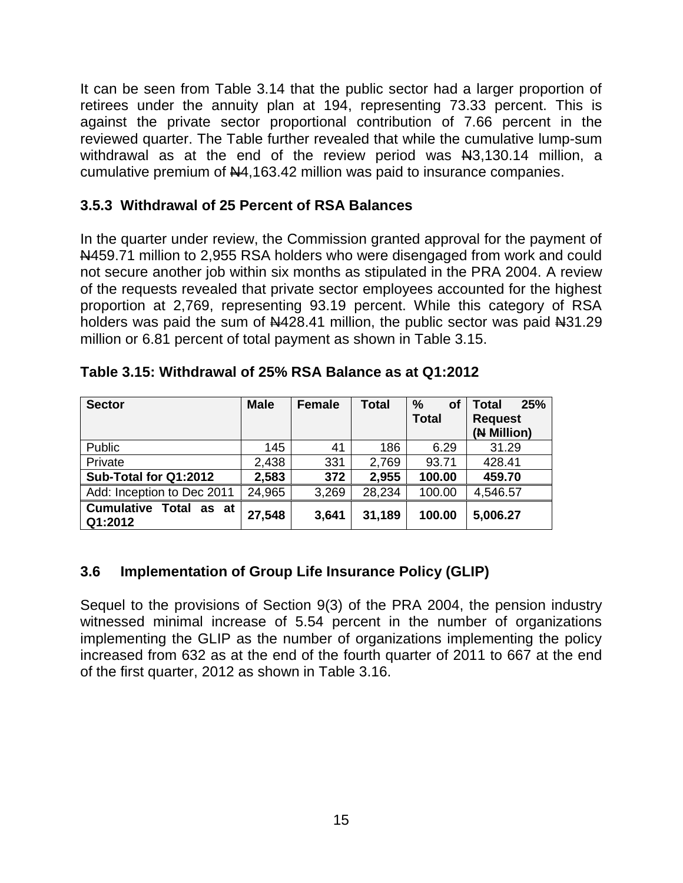It can be seen from Table 3.14 that the public sector had a larger proportion of retirees under the annuity plan at 194, representing 73.33 percent. This is against the private sector proportional contribution of 7.66 percent in the reviewed quarter. The Table further revealed that while the cumulative lump-sum withdrawal as at the end of the review period was ₦3,130.14 million, a cumulative premium of ₦4,163.42 million was paid to insurance companies.

### 3.5.3 Withdrawal of 25 Percent of RSA Balances

In the quarter under review, the Commission granted approval for the payment of ₦459.71 million to 2,955 RSA holders who were disengaged from work and could not secure another job within six months as stipulated in the PRA 2004. A review of the requests revealed that private sector employees accounted for the highest proportion at 2,769, representing 93.19 percent. While this category of RSA holders was paid the sum of ₦428.41 million, the public sector was paid ₦31.29 million or 6.81 percent of total payment as shown in Table 3.15.

**Table 3.15: Withdrawal of 25% RSA Balance as at Q1:2012**

| Sector | Male | Female | Total | % of Total | Total 25% Request (₦ Million) |
|---|---|---|---|---|---|
| Public | 145 | 41 | 186 | 6.29 | 31.29 |
| Private | 2,438 | 331 | 2,769 | 93.71 | 428.41 |
| **Sub-Total for Q1:2012** | **2,583** | **372** | **2,955** | **100.00** | **459.70** |
| Add: Inception to Dec 2011 | 24,965 | 3,269 | 28,234 | 100.00 | 4,546.57 |
| **Cumulative Total as at Q1:2012** | **27,548** | **3,641** | **31,189** | **100.00** | **5,006.27** |

## 3.6 Implementation of Group Life Insurance Policy (GLIP)

Sequel to the provisions of Section 9(3) of the PRA 2004, the pension industry witnessed minimal increase of 5.54 percent in the number of organizations implementing the GLIP as the number of organizations implementing the policy increased from 632 as at the end of the fourth quarter of 2011 to 667 at the end of the first quarter, 2012 as shown in Table 3.16.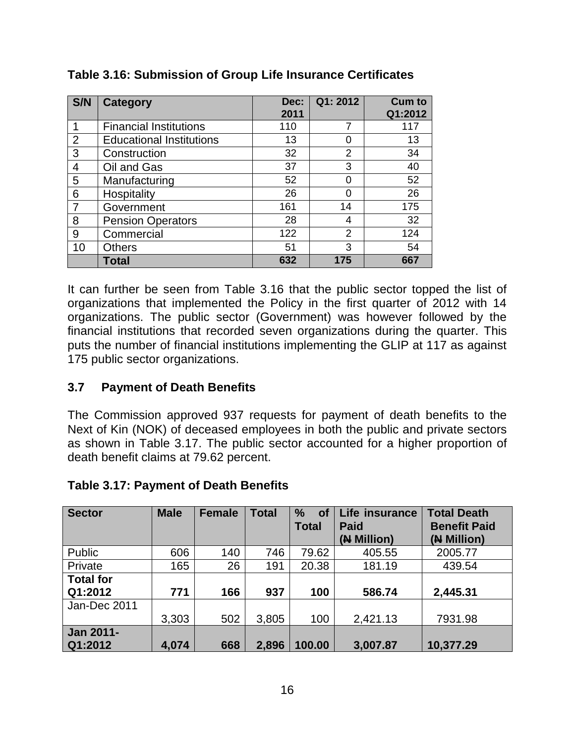**Table 3.16: Submission of Group Life Insurance Certificates**

| S/N | Category | Dec: 2011 | Q1: 2012 | Cum to Q1:2012 |
|---|---|---|---|---|
| 1 | Financial Institutions | 110 | 7 | 117 |
| 2 | Educational Institutions | 13 | 0 | 13 |
| 3 | Construction | 32 | 2 | 34 |
| 4 | Oil and Gas | 37 | 3 | 40 |
| 5 | Manufacturing | 52 | 0 | 52 |
| 6 | Hospitality | 26 | 0 | 26 |
| 7 | Government | 161 | 14 | 175 |
| 8 | Pension Operators | 28 | 4 | 32 |
| 9 | Commercial | 122 | 2 | 124 |
| 10 | Others | 51 | 3 | 54 |
| | **Total** | **632** | **175** | **667** |

It can further be seen from Table 3.16 that the public sector topped the list of organizations that implemented the Policy in the first quarter of 2012 with 14 organizations. The public sector (Government) was however followed by the financial institutions that recorded seven organizations during the quarter. This puts the number of financial institutions implementing the GLIP at 117 as against 175 public sector organizations.

### 3.7 Payment of Death Benefits

The Commission approved 937 requests for payment of death benefits to the Next of Kin (NOK) of deceased employees in both the public and private sectors as shown in Table 3.17. The public sector accounted for a higher proportion of death benefit claims at 79.62 percent.

**Table 3.17: Payment of Death Benefits**

| Sector | Male | Female | Total | % of Total | Life insurance Paid (₦ Million) | Total Death Benefit Paid (₦ Million) |
|---|---|---|---|---|---|---|
| Public | 606 | 140 | 746 | 79.62 | 405.55 | 2005.77 |
| Private | 165 | 26 | 191 | 20.38 | 181.19 | 439.54 |
| **Total for Q1:2012** | **771** | **166** | **937** | **100** | **586.74** | **2,445.31** |
| Jan-Dec 2011 | 3,303 | 502 | 3,805 | 100 | 2,421.13 | 7931.98 |
| **Jan 2011-Q1:2012** | **4,074** | **668** | **2,896** | **100.00** | **3,007.87** | **10,377.29** |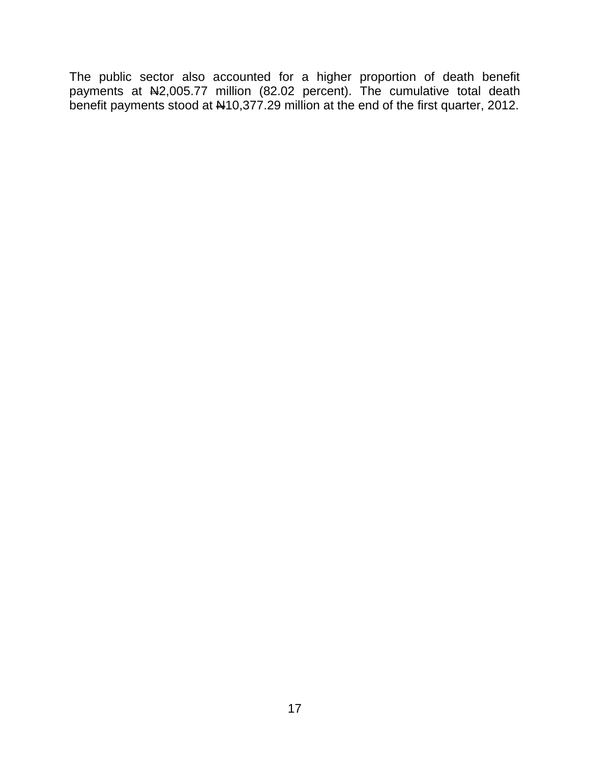The public sector also accounted for a higher proportion of death benefit payments at ₦2,005.77 million (82.02 percent). The cumulative total death benefit payments stood at ₦10,377.29 million at the end of the first quarter, 2012.